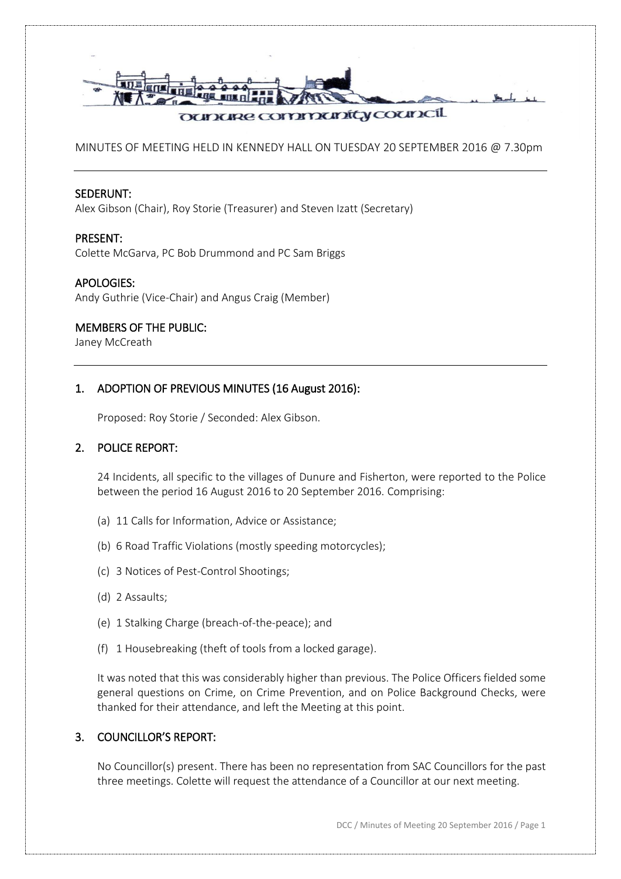Dunure Community Council

MINUTES OF MEETING HELD IN KENNEDY HALL ON TUESDAY 20 SEPTEMBER 2016 @ 7.30pm

---

**SEDERUNT:**
Alex Gibson (Chair), Roy Storie (Treasurer) and Steven Izatt (Secretary)

**PRESENT:**
Colette McGarva, PC Bob Drummond and PC Sam Briggs

**APOLOGIES:**
Andy Guthrie (Vice-Chair) and Angus Craig (Member)

**MEMBERS OF THE PUBLIC:**
Janey McCreath

---

## 1. ADOPTION OF PREVIOUS MINUTES (16 August 2016):

Proposed: Roy Storie / Seconded: Alex Gibson.

## 2. POLICE REPORT:

24 Incidents, all specific to the villages of Dunure and Fisherton, were reported to the Police between the period 16 August 2016 to 20 September 2016. Comprising:

(a) 11 Calls for Information, Advice or Assistance;

(b) 6 Road Traffic Violations (mostly speeding motorcycles);

(c) 3 Notices of Pest-Control Shootings;

(d) 2 Assaults;

(e) 1 Stalking Charge (breach-of-the-peace); and

(f) 1 Housebreaking (theft of tools from a locked garage).

It was noted that this was considerably higher than previous. The Police Officers fielded some general questions on Crime, on Crime Prevention, and on Police Background Checks, were thanked for their attendance, and left the Meeting at this point.

## 3. COUNCILLOR'S REPORT:

No Councillor(s) present. There has been no representation from SAC Councillors for the past three meetings. Colette will request the attendance of a Councillor at our next meeting.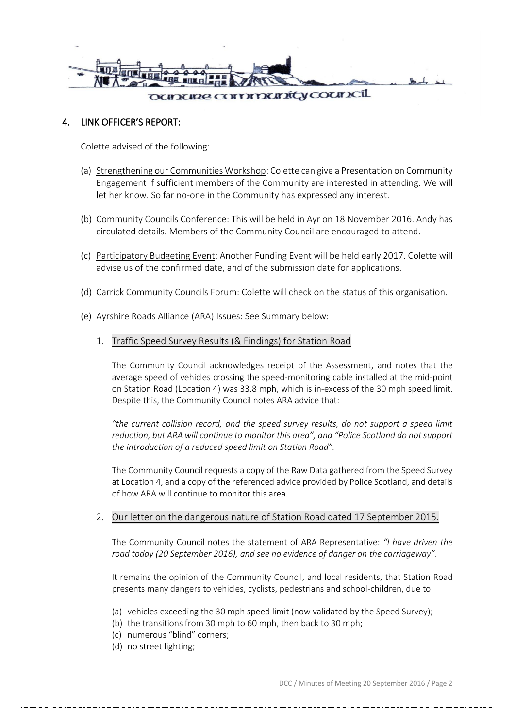## 4. LINK OFFICER'S REPORT:

Colette advised of the following:

(a) Strengthening our Communities Workshop: Colette can give a Presentation on Community Engagement if sufficient members of the Community are interested in attending. We will let her know. So far no-one in the Community has expressed any interest.

(b) Community Councils Conference: This will be held in Ayr on 18 November 2016. Andy has circulated details. Members of the Community Council are encouraged to attend.

(c) Participatory Budgeting Event: Another Funding Event will be held early 2017. Colette will advise us of the confirmed date, and of the submission date for applications.

(d) Carrick Community Councils Forum: Colette will check on the status of this organisation.

(e) Ayrshire Roads Alliance (ARA) Issues: See Summary below:

1. Traffic Speed Survey Results (& Findings) for Station Road

   The Community Council acknowledges receipt of the Assessment, and notes that the average speed of vehicles crossing the speed-monitoring cable installed at the mid-point on Station Road (Location 4) was 33.8 mph, which is in-excess of the 30 mph speed limit. Despite this, the Community Council notes ARA advice that:

   *"the current collision record, and the speed survey results, do not support a speed limit reduction, but ARA will continue to monitor this area", and "Police Scotland do not support the introduction of a reduced speed limit on Station Road".*

   The Community Council requests a copy of the Raw Data gathered from the Speed Survey at Location 4, and a copy of the referenced advice provided by Police Scotland, and details of how ARA will continue to monitor this area.

2. Our letter on the dangerous nature of Station Road dated 17 September 2015.

   The Community Council notes the statement of ARA Representative: *"I have driven the road today (20 September 2016), and see no evidence of danger on the carriageway"*.

   It remains the opinion of the Community Council, and local residents, that Station Road presents many dangers to vehicles, cyclists, pedestrians and school-children, due to:

   (a) vehicles exceeding the 30 mph speed limit (now validated by the Speed Survey);
   (b) the transitions from 30 mph to 60 mph, then back to 30 mph;
   (c) numerous "blind" corners;
   (d) no street lighting;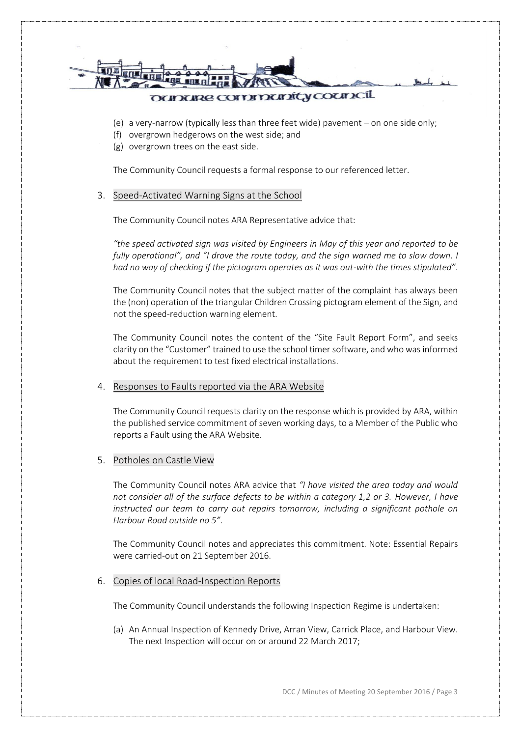(e) a very-narrow (typically less than three feet wide) pavement – on one side only;
(f) overgrown hedgerows on the west side; and
(g) overgrown trees on the east side.

The Community Council requests a formal response to our referenced letter.

3. Speed-Activated Warning Signs at the School

The Community Council notes ARA Representative advice that:

*"the speed activated sign was visited by Engineers in May of this year and reported to be fully operational", and "I drove the route today, and the sign warned me to slow down. I had no way of checking if the pictogram operates as it was out-with the times stipulated"*.

The Community Council notes that the subject matter of the complaint has always been the (non) operation of the triangular Children Crossing pictogram element of the Sign, and not the speed-reduction warning element.

The Community Council notes the content of the "Site Fault Report Form", and seeks clarity on the "Customer" trained to use the school timer software, and who was informed about the requirement to test fixed electrical installations.

4. Responses to Faults reported via the ARA Website

The Community Council requests clarity on the response which is provided by ARA, within the published service commitment of seven working days, to a Member of the Public who reports a Fault using the ARA Website.

5. Potholes on Castle View

The Community Council notes ARA advice that *"I have visited the area today and would not consider all of the surface defects to be within a category 1,2 or 3. However, I have instructed our team to carry out repairs tomorrow, including a significant pothole on Harbour Road outside no 5"*.

The Community Council notes and appreciates this commitment. Note: Essential Repairs were carried-out on 21 September 2016.

6. Copies of local Road-Inspection Reports

The Community Council understands the following Inspection Regime is undertaken:

(a) An Annual Inspection of Kennedy Drive, Arran View, Carrick Place, and Harbour View. The next Inspection will occur on or around 22 March 2017;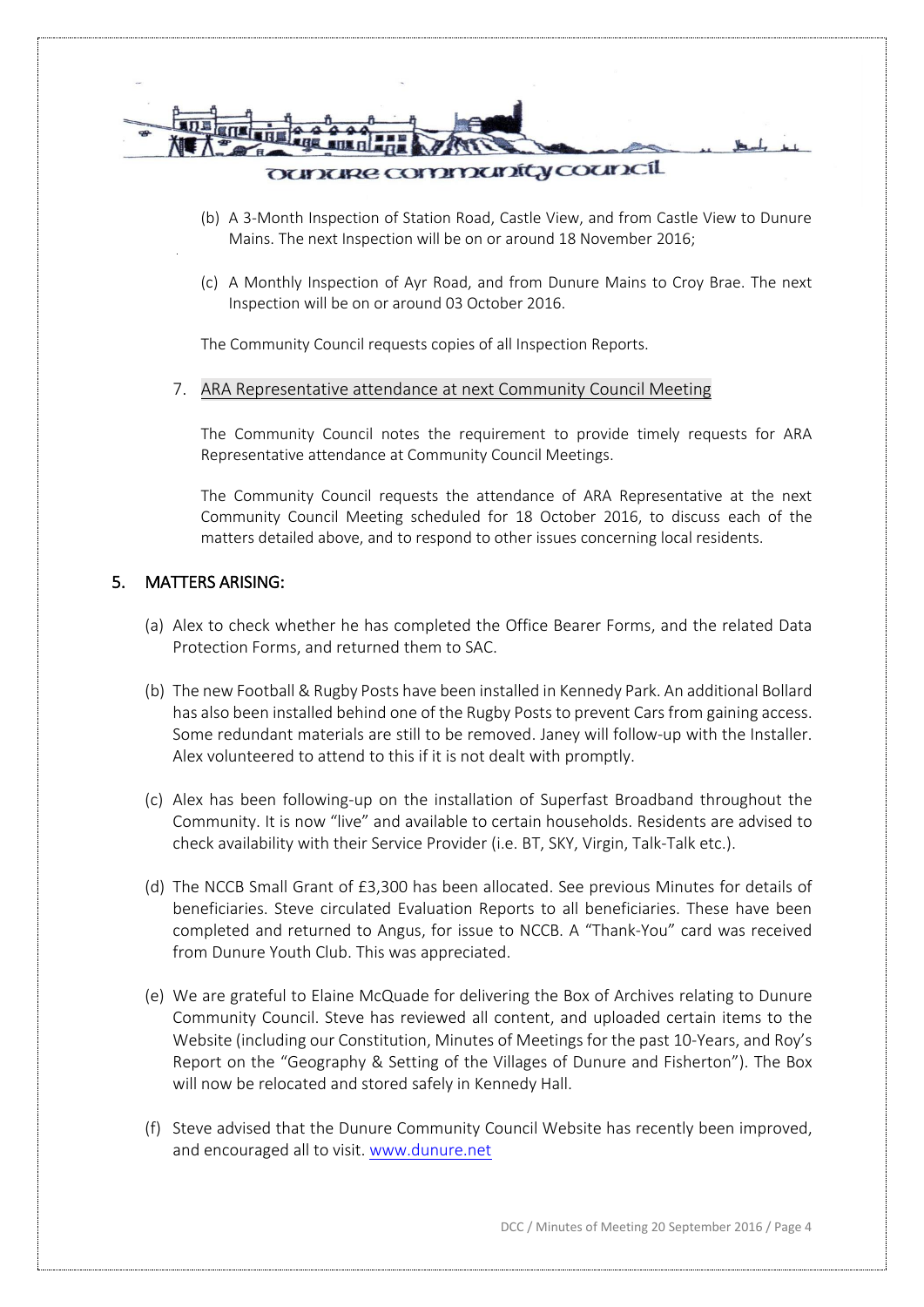(b) A 3-Month Inspection of Station Road, Castle View, and from Castle View to Dunure Mains. The next Inspection will be on or around 18 November 2016;

(c) A Monthly Inspection of Ayr Road, and from Dunure Mains to Croy Brae. The next Inspection will be on or around 03 October 2016.

The Community Council requests copies of all Inspection Reports.

7. ARA Representative attendance at next Community Council Meeting

The Community Council notes the requirement to provide timely requests for ARA Representative attendance at Community Council Meetings.

The Community Council requests the attendance of ARA Representative at the next Community Council Meeting scheduled for 18 October 2016, to discuss each of the matters detailed above, and to respond to other issues concerning local residents.

## 5. MATTERS ARISING:

(a) Alex to check whether he has completed the Office Bearer Forms, and the related Data Protection Forms, and returned them to SAC.

(b) The new Football & Rugby Posts have been installed in Kennedy Park. An additional Bollard has also been installed behind one of the Rugby Posts to prevent Cars from gaining access. Some redundant materials are still to be removed. Janey will follow-up with the Installer. Alex volunteered to attend to this if it is not dealt with promptly.

(c) Alex has been following-up on the installation of Superfast Broadband throughout the Community. It is now "live" and available to certain households. Residents are advised to check availability with their Service Provider (i.e. BT, SKY, Virgin, Talk-Talk etc.).

(d) The NCCB Small Grant of £3,300 has been allocated. See previous Minutes for details of beneficiaries. Steve circulated Evaluation Reports to all beneficiaries. These have been completed and returned to Angus, for issue to NCCB. A "Thank-You" card was received from Dunure Youth Club. This was appreciated.

(e) We are grateful to Elaine McQuade for delivering the Box of Archives relating to Dunure Community Council. Steve has reviewed all content, and uploaded certain items to the Website (including our Constitution, Minutes of Meetings for the past 10-Years, and Roy's Report on the "Geography & Setting of the Villages of Dunure and Fisherton"). The Box will now be relocated and stored safely in Kennedy Hall.

(f) Steve advised that the Dunure Community Council Website has recently been improved, and encouraged all to visit. www.dunure.net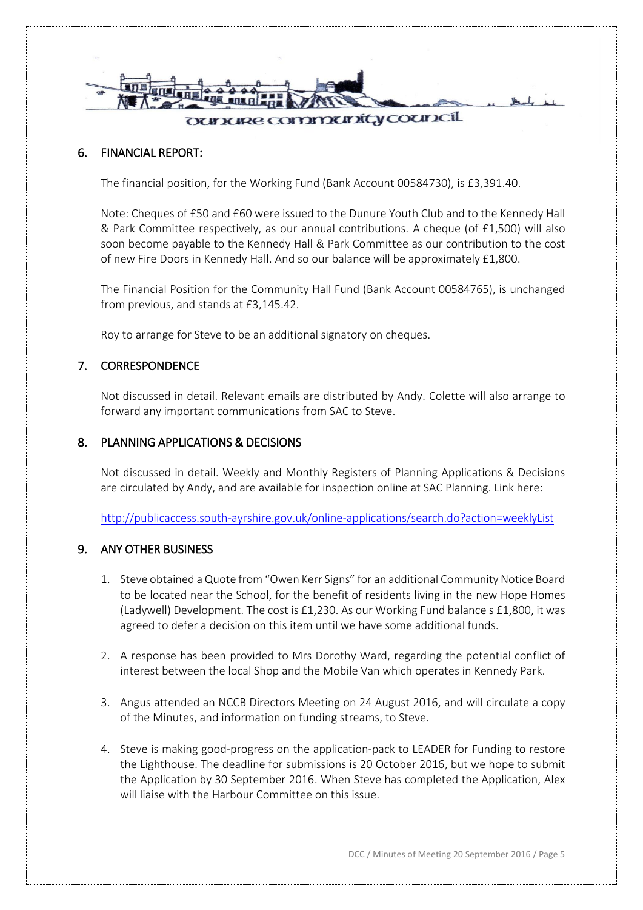## 6. FINANCIAL REPORT:

The financial position, for the Working Fund (Bank Account 00584730), is £3,391.40.

Note: Cheques of £50 and £60 were issued to the Dunure Youth Club and to the Kennedy Hall & Park Committee respectively, as our annual contributions. A cheque (of £1,500) will also soon become payable to the Kennedy Hall & Park Committee as our contribution to the cost of new Fire Doors in Kennedy Hall. And so our balance will be approximately £1,800.

The Financial Position for the Community Hall Fund (Bank Account 00584765), is unchanged from previous, and stands at £3,145.42.

Roy to arrange for Steve to be an additional signatory on cheques.

## 7. CORRESPONDENCE

Not discussed in detail. Relevant emails are distributed by Andy. Colette will also arrange to forward any important communications from SAC to Steve.

## 8. PLANNING APPLICATIONS & DECISIONS

Not discussed in detail. Weekly and Monthly Registers of Planning Applications & Decisions are circulated by Andy, and are available for inspection online at SAC Planning. Link here:

http://publicaccess.south-ayrshire.gov.uk/online-applications/search.do?action=weeklyList

## 9. ANY OTHER BUSINESS

1. Steve obtained a Quote from "Owen Kerr Signs" for an additional Community Notice Board to be located near the School, for the benefit of residents living in the new Hope Homes (Ladywell) Development. The cost is £1,230. As our Working Fund balance s £1,800, it was agreed to defer a decision on this item until we have some additional funds.

2. A response has been provided to Mrs Dorothy Ward, regarding the potential conflict of interest between the local Shop and the Mobile Van which operates in Kennedy Park.

3. Angus attended an NCCB Directors Meeting on 24 August 2016, and will circulate a copy of the Minutes, and information on funding streams, to Steve.

4. Steve is making good-progress on the application-pack to LEADER for Funding to restore the Lighthouse. The deadline for submissions is 20 October 2016, but we hope to submit the Application by 30 September 2016. When Steve has completed the Application, Alex will liaise with the Harbour Committee on this issue.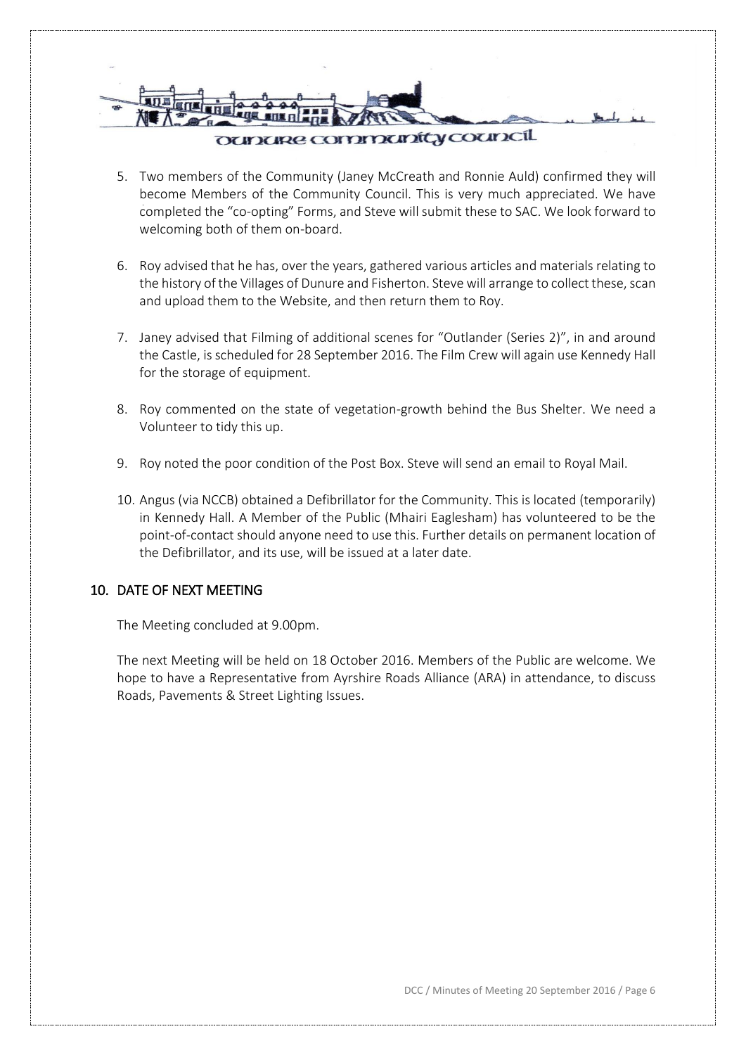5. Two members of the Community (Janey McCreath and Ronnie Auld) confirmed they will become Members of the Community Council. This is very much appreciated. We have completed the "co-opting" Forms, and Steve will submit these to SAC. We look forward to welcoming both of them on-board.

6. Roy advised that he has, over the years, gathered various articles and materials relating to the history of the Villages of Dunure and Fisherton. Steve will arrange to collect these, scan and upload them to the Website, and then return them to Roy.

7. Janey advised that Filming of additional scenes for "Outlander (Series 2)", in and around the Castle, is scheduled for 28 September 2016. The Film Crew will again use Kennedy Hall for the storage of equipment.

8. Roy commented on the state of vegetation-growth behind the Bus Shelter. We need a Volunteer to tidy this up.

9. Roy noted the poor condition of the Post Box. Steve will send an email to Royal Mail.

10. Angus (via NCCB) obtained a Defibrillator for the Community. This is located (temporarily) in Kennedy Hall. A Member of the Public (Mhairi Eaglesham) has volunteered to be the point-of-contact should anyone need to use this. Further details on permanent location of the Defibrillator, and its use, will be issued at a later date.

## 10. DATE OF NEXT MEETING

The Meeting concluded at 9.00pm.

The next Meeting will be held on 18 October 2016. Members of the Public are welcome. We hope to have a Representative from Ayrshire Roads Alliance (ARA) in attendance, to discuss Roads, Pavements & Street Lighting Issues.